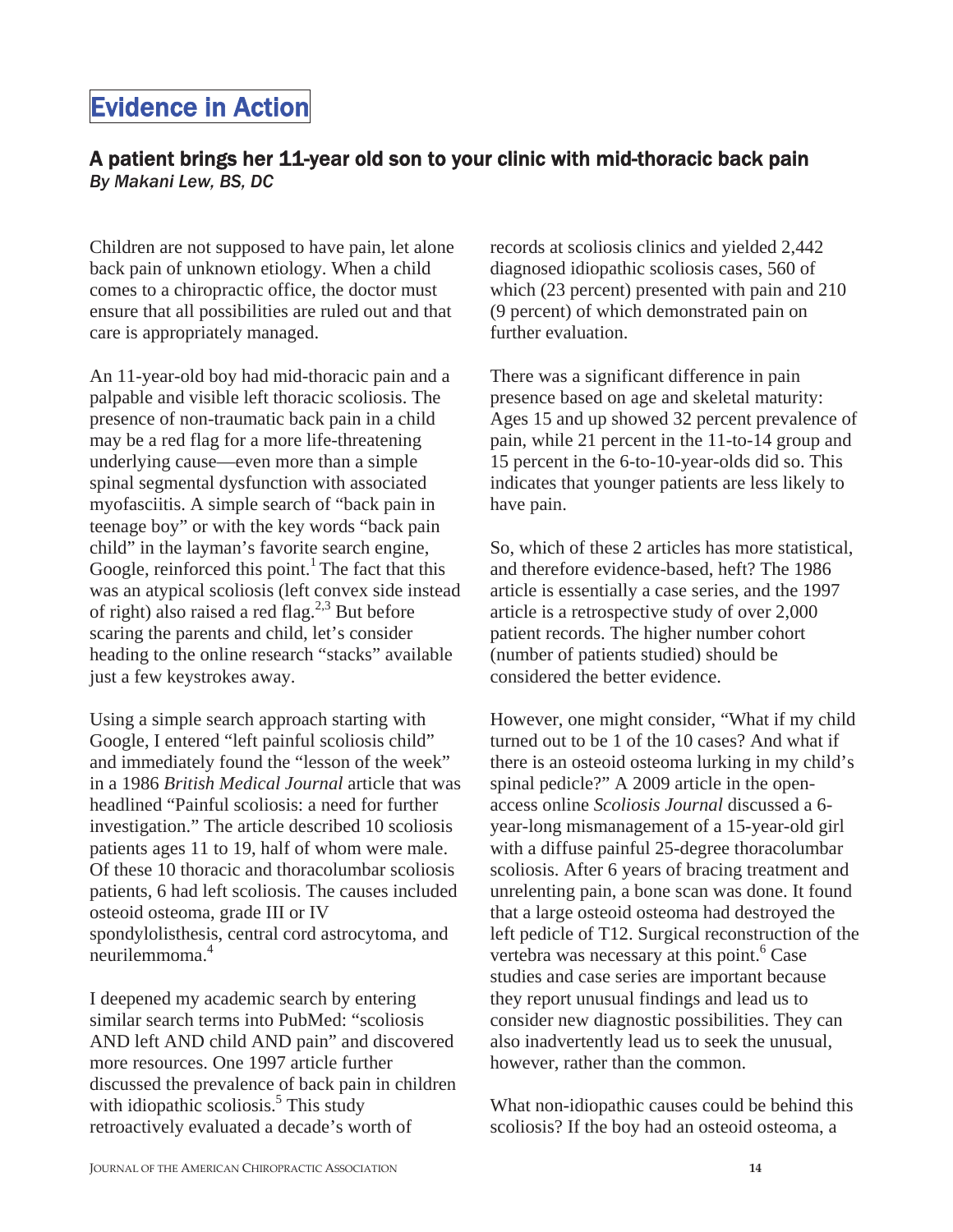# Evidence in Action

## A patient brings her 11-year old son to your clinic with mid-thoracic back pain

*By Makani Lew, BS, DC*

Children are not supposed to have pain, let alone back pain of unknown etiology. When a child comes to a chiropractic office, the doctor must ensure that all possibilities are ruled out and that care is appropriately managed.

An 11-year-old boy had mid-thoracic pain and a palpable and visible left thoracic scoliosis. The presence of non-traumatic back pain in a child may be a red flag for a more life-threatening underlying cause—even more than a simple spinal segmental dysfunction with associated myofasciitis. A simple search of "back pain in teenage boy" or with the key words "back pain child" in the layman's favorite search engine, Google, reinforced this point.[1] The fact that this was an atypical scoliosis (left convex side instead of right) also raised a red flag.[2,3] But before scaring the parents and child, let's consider heading to the online research "stacks" available just a few keystrokes away.

Using a simple search approach starting with Google, I entered "left painful scoliosis child" and immediately found the "lesson of the week" in a 1986 *British Medical Journal* article that was headlined "Painful scoliosis: a need for further investigation." The article described 10 scoliosis patients ages 11 to 19, half of whom were male. Of these 10 thoracic and thoracolumbar scoliosis patients, 6 had left scoliosis. The causes included osteoid osteoma, grade III or IV spondylolisthesis, central cord astrocytoma, and neurilemmoma.[4]

I deepened my academic search by entering similar search terms into PubMed: "scoliosis AND left AND child AND pain" and discovered more resources. One 1997 article further discussed the prevalence of back pain in children with idiopathic scoliosis.[5] This study retroactively evaluated a decade's worth of records at scoliosis clinics and yielded 2,442 diagnosed idiopathic scoliosis cases, 560 of which (23 percent) presented with pain and 210 (9 percent) of which demonstrated pain on further evaluation.

There was a significant difference in pain presence based on age and skeletal maturity: Ages 15 and up showed 32 percent prevalence of pain, while 21 percent in the 11-to-14 group and 15 percent in the 6-to-10-year-olds did so. This indicates that younger patients are less likely to have pain.

So, which of these 2 articles has more statistical, and therefore evidence-based, heft? The 1986 article is essentially a case series, and the 1997 article is a retrospective study of over 2,000 patient records. The higher number cohort (number of patients studied) should be considered the better evidence.

However, one might consider, "What if my child turned out to be 1 of the 10 cases? And what if there is an osteoid osteoma lurking in my child's spinal pedicle?" A 2009 article in the open-access online *Scoliosis Journal* discussed a 6-year-long mismanagement of a 15-year-old girl with a diffuse painful 25-degree thoracolumbar scoliosis. After 6 years of bracing treatment and unrelenting pain, a bone scan was done. It found that a large osteoid osteoma had destroyed the left pedicle of T12. Surgical reconstruction of the vertebra was necessary at this point.[6] Case studies and case series are important because they report unusual findings and lead us to consider new diagnostic possibilities. They can also inadvertently lead us to seek the unusual, however, rather than the common.

What non-idiopathic causes could be behind this scoliosis? If the boy had an osteoid osteoma, a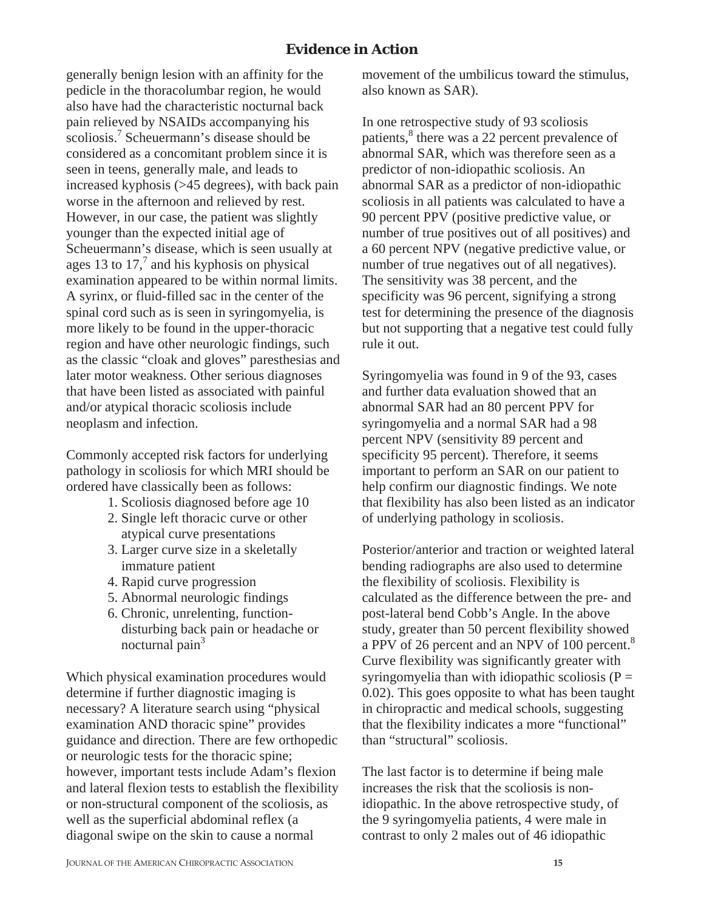generally benign lesion with an affinity for the pedicle in the thoracolumbar region, he would also have had the characteristic nocturnal back pain relieved by NSAIDs accompanying his scoliosis.[7] Scheuermann's disease should be considered as a concomitant problem since it is seen in teens, generally male, and leads to increased kyphosis (>45 degrees), with back pain worse in the afternoon and relieved by rest. However, in our case, the patient was slightly younger than the expected initial age of Scheuermann's disease, which is seen usually at ages 13 to 17,[7] and his kyphosis on physical examination appeared to be within normal limits. A syrinx, or fluid-filled sac in the center of the spinal cord such as is seen in syringomyelia, is more likely to be found in the upper-thoracic region and have other neurologic findings, such as the classic "cloak and gloves" paresthesias and later motor weakness. Other serious diagnoses that have been listed as associated with painful and/or atypical thoracic scoliosis include neoplasm and infection.

Commonly accepted risk factors for underlying pathology in scoliosis for which MRI should be ordered have classically been as follows:

1. Scoliosis diagnosed before age 10
2. Single left thoracic curve or other atypical curve presentations
3. Larger curve size in a skeletally immature patient
4. Rapid curve progression
5. Abnormal neurologic findings
6. Chronic, unrelenting, function-disturbing back pain or headache or nocturnal pain[3]

Which physical examination procedures would determine if further diagnostic imaging is necessary? A literature search using "physical examination AND thoracic spine" provides guidance and direction. There are few orthopedic or neurologic tests for the thoracic spine; however, important tests include Adam's flexion and lateral flexion tests to establish the flexibility or non-structural component of the scoliosis, as well as the superficial abdominal reflex (a diagonal swipe on the skin to cause a normal movement of the umbilicus toward the stimulus, also known as SAR).

In one retrospective study of 93 scoliosis patients,[8] there was a 22 percent prevalence of abnormal SAR, which was therefore seen as a predictor of non-idiopathic scoliosis. An abnormal SAR as a predictor of non-idiopathic scoliosis in all patients was calculated to have a 90 percent PPV (positive predictive value, or number of true positives out of all positives) and a 60 percent NPV (negative predictive value, or number of true negatives out of all negatives). The sensitivity was 38 percent, and the specificity was 96 percent, signifying a strong test for determining the presence of the diagnosis but not supporting that a negative test could fully rule it out.

Syringomyelia was found in 9 of the 93, cases and further data evaluation showed that an abnormal SAR had an 80 percent PPV for syringomyelia and a normal SAR had a 98 percent NPV (sensitivity 89 percent and specificity 95 percent). Therefore, it seems important to perform an SAR on our patient to help confirm our diagnostic findings. We note that flexibility has also been listed as an indicator of underlying pathology in scoliosis.

Posterior/anterior and traction or weighted lateral bending radiographs are also used to determine the flexibility of scoliosis. Flexibility is calculated as the difference between the pre- and post-lateral bend Cobb's Angle. In the above study, greater than 50 percent flexibility showed a PPV of 26 percent and an NPV of 100 percent.[8] Curve flexibility was significantly greater with syringomyelia than with idiopathic scoliosis ($P = 0.02$). This goes opposite to what has been taught in chiropractic and medical schools, suggesting that the flexibility indicates a more "functional" than "structural" scoliosis.

The last factor is to determine if being male increases the risk that the scoliosis is non-idiopathic. In the above retrospective study, of the 9 syringomyelia patients, 4 were male in contrast to only 2 males out of 46 idiopathic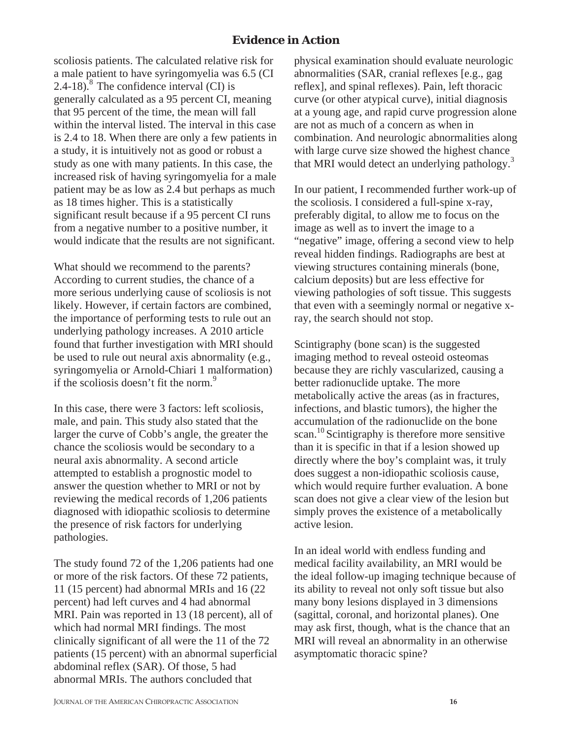scoliosis patients. The calculated relative risk for a male patient to have syringomyelia was 6.5 (CI 2.4-18).[8] The confidence interval (CI) is generally calculated as a 95 percent CI, meaning that 95 percent of the time, the mean will fall within the interval listed. The interval in this case is 2.4 to 18. When there are only a few patients in a study, it is intuitively not as good or robust a study as one with many patients. In this case, the increased risk of having syringomyelia for a male patient may be as low as 2.4 but perhaps as much as 18 times higher. This is a statistically significant result because if a 95 percent CI runs from a negative number to a positive number, it would indicate that the results are not significant.

What should we recommend to the parents? According to current studies, the chance of a more serious underlying cause of scoliosis is not likely. However, if certain factors are combined, the importance of performing tests to rule out an underlying pathology increases. A 2010 article found that further investigation with MRI should be used to rule out neural axis abnormality (e.g., syringomyelia or Arnold-Chiari 1 malformation) if the scoliosis doesn't fit the norm.[9]

In this case, there were 3 factors: left scoliosis, male, and pain. This study also stated that the larger the curve of Cobb's angle, the greater the chance the scoliosis would be secondary to a neural axis abnormality. A second article attempted to establish a prognostic model to answer the question whether to MRI or not by reviewing the medical records of 1,206 patients diagnosed with idiopathic scoliosis to determine the presence of risk factors for underlying pathologies.

The study found 72 of the 1,206 patients had one or more of the risk factors. Of these 72 patients, 11 (15 percent) had abnormal MRIs and 16 (22 percent) had left curves and 4 had abnormal MRI. Pain was reported in 13 (18 percent), all of which had normal MRI findings. The most clinically significant of all were the 11 of the 72 patients (15 percent) with an abnormal superficial abdominal reflex (SAR). Of those, 5 had abnormal MRIs. The authors concluded that physical examination should evaluate neurologic abnormalities (SAR, cranial reflexes [e.g., gag reflex], and spinal reflexes). Pain, left thoracic curve (or other atypical curve), initial diagnosis at a young age, and rapid curve progression alone are not as much of a concern as when in combination. And neurologic abnormalities along with large curve size showed the highest chance that MRI would detect an underlying pathology.[3]

In our patient, I recommended further work-up of the scoliosis. I considered a full-spine x-ray, preferably digital, to allow me to focus on the image as well as to invert the image to a "negative" image, offering a second view to help reveal hidden findings. Radiographs are best at viewing structures containing minerals (bone, calcium deposits) but are less effective for viewing pathologies of soft tissue. This suggests that even with a seemingly normal or negative x-ray, the search should not stop.

Scintigraphy (bone scan) is the suggested imaging method to reveal osteoid osteomas because they are richly vascularized, causing a better radionuclide uptake. The more metabolically active the areas (as in fractures, infections, and blastic tumors), the higher the accumulation of the radionuclide on the bone scan.[10] Scintigraphy is therefore more sensitive than it is specific in that if a lesion showed up directly where the boy's complaint was, it truly does suggest a non-idiopathic scoliosis cause, which would require further evaluation. A bone scan does not give a clear view of the lesion but simply proves the existence of a metabolically active lesion.

In an ideal world with endless funding and medical facility availability, an MRI would be the ideal follow-up imaging technique because of its ability to reveal not only soft tissue but also many bony lesions displayed in 3 dimensions (sagittal, coronal, and horizontal planes). One may ask first, though, what is the chance that an MRI will reveal an abnormality in an otherwise asymptomatic thoracic spine?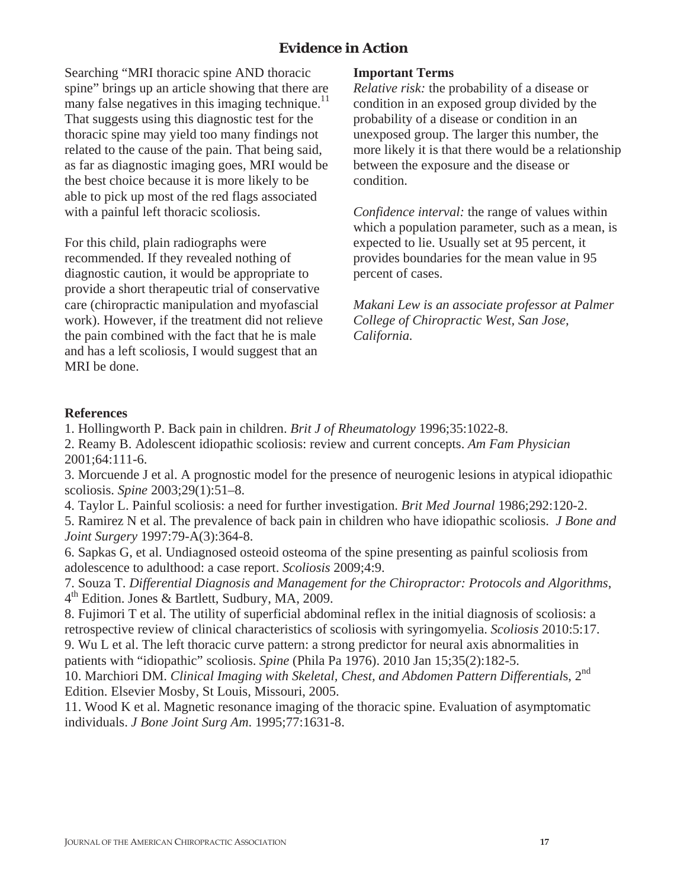## Evidence in Action

Searching "MRI thoracic spine AND thoracic spine" brings up an article showing that there are many false negatives in this imaging technique.[11] That suggests using this diagnostic test for the thoracic spine may yield too many findings not related to the cause of the pain. That being said, as far as diagnostic imaging goes, MRI would be the best choice because it is more likely to be able to pick up most of the red flags associated with a painful left thoracic scoliosis.

For this child, plain radiographs were recommended. If they revealed nothing of diagnostic caution, it would be appropriate to provide a short therapeutic trial of conservative care (chiropractic manipulation and myofascial work). However, if the treatment did not relieve the pain combined with the fact that he is male and has a left scoliosis, I would suggest that an MRI be done.

**Important Terms**

*Relative risk:* the probability of a disease or condition in an exposed group divided by the probability of a disease or condition in an unexposed group. The larger this number, the more likely it is that there would be a relationship between the exposure and the disease or condition.

*Confidence interval:* the range of values within which a population parameter, such as a mean, is expected to lie. Usually set at 95 percent, it provides boundaries for the mean value in 95 percent of cases.

*Makani Lew is an associate professor at Palmer College of Chiropractic West, San Jose, California.*

**References**

1. Hollingworth P. Back pain in children. *Brit J of Rheumatology* 1996;35:1022-8.
2. Reamy B. Adolescent idiopathic scoliosis: review and current concepts. *Am Fam Physician* 2001;64:111-6.
3. Morcuende J et al. A prognostic model for the presence of neurogenic lesions in atypical idiopathic scoliosis. *Spine* 2003;29(1):51–8.
4. Taylor L. Painful scoliosis: a need for further investigation. *Brit Med Journal* 1986;292:120-2.
5. Ramirez N et al. The prevalence of back pain in children who have idiopathic scoliosis. *J Bone and Joint Surgery* 1997:79-A(3):364-8.
6. Sapkas G, et al. Undiagnosed osteoid osteoma of the spine presenting as painful scoliosis from adolescence to adulthood: a case report. *Scoliosis* 2009;4:9.
7. Souza T. *Differential Diagnosis and Management for the Chiropractor: Protocols and Algorithms*, 4th Edition. Jones & Bartlett, Sudbury, MA, 2009.
8. Fujimori T et al. The utility of superficial abdominal reflex in the initial diagnosis of scoliosis: a retrospective review of clinical characteristics of scoliosis with syringomyelia. *Scoliosis* 2010:5:17.
9. Wu L et al. The left thoracic curve pattern: a strong predictor for neural axis abnormalities in patients with "idiopathic" scoliosis. *Spine* (Phila Pa 1976). 2010 Jan 15;35(2):182-5.
10. Marchiori DM. *Clinical Imaging with Skeletal, Chest, and Abdomen Pattern Differentials*, 2nd Edition. Elsevier Mosby, St Louis, Missouri, 2005.
11. Wood K et al. Magnetic resonance imaging of the thoracic spine. Evaluation of asymptomatic individuals. *J Bone Joint Surg Am.* 1995;77:1631-8.